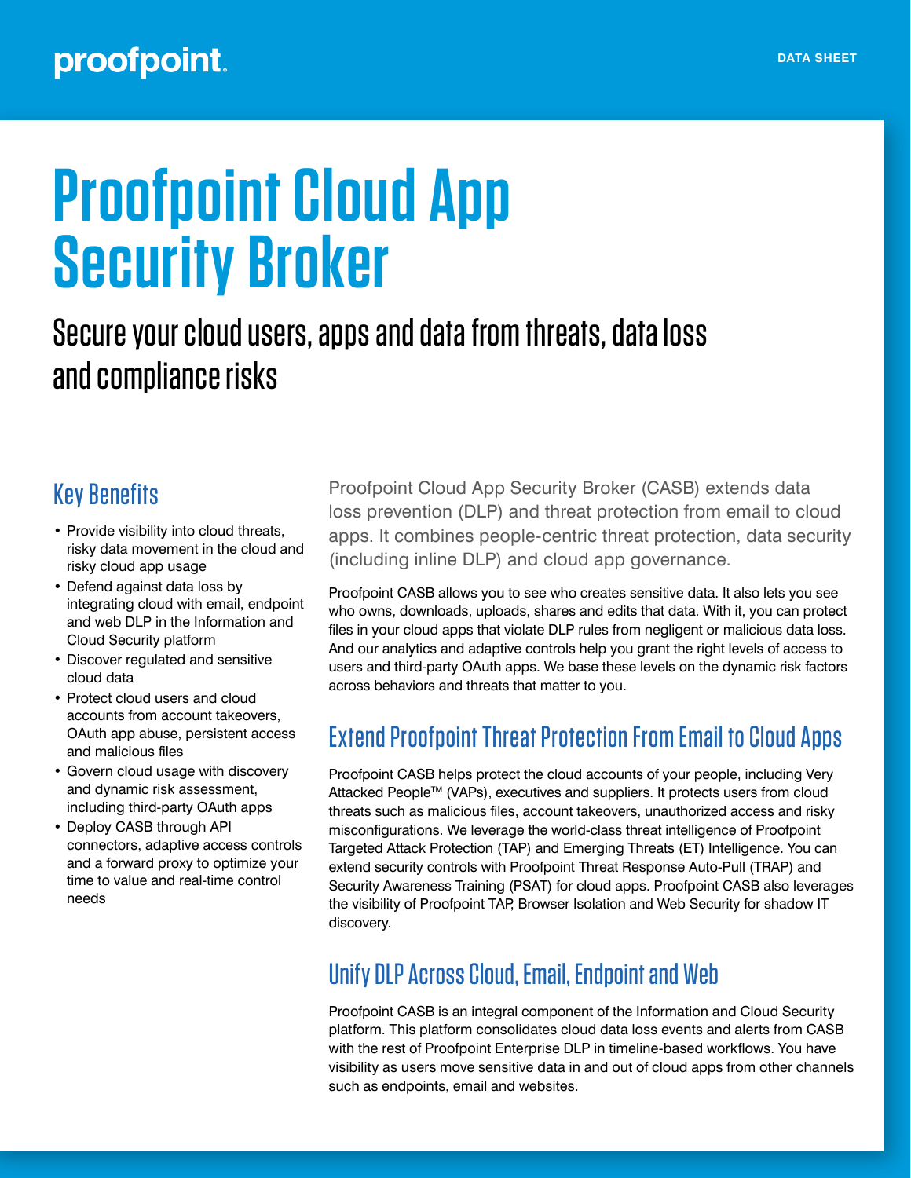proofpoint.

DATA SHEET

# Proofpoint Cloud App Security Broker

## Secure your cloud users, apps and data from threats, data loss and compliance risks

### Key Benefits

- Provide visibility into cloud threats, risky data movement in the cloud and risky cloud app usage
- Defend against data loss by integrating cloud with email, endpoint and web DLP in the Information and Cloud Security platform
- Discover regulated and sensitive cloud data
- Protect cloud users and cloud accounts from account takeovers, OAuth app abuse, persistent access and malicious files
- Govern cloud usage with discovery and dynamic risk assessment, including third-party OAuth apps
- Deploy CASB through API connectors, adaptive access controls and a forward proxy to optimize your time to value and real-time control needs

Proofpoint Cloud App Security Broker (CASB) extends data loss prevention (DLP) and threat protection from email to cloud apps. It combines people-centric threat protection, data security (including inline DLP) and cloud app governance.

Proofpoint CASB allows you to see who creates sensitive data. It also lets you see who owns, downloads, uploads, shares and edits that data. With it, you can protect files in your cloud apps that violate DLP rules from negligent or malicious data loss. And our analytics and adaptive controls help you grant the right levels of access to users and third-party OAuth apps. We base these levels on the dynamic risk factors across behaviors and threats that matter to you.

### Extend Proofpoint Threat Protection From Email to Cloud Apps

Proofpoint CASB helps protect the cloud accounts of your people, including Very Attacked People™ (VAPs), executives and suppliers. It protects users from cloud threats such as malicious files, account takeovers, unauthorized access and risky misconfigurations. We leverage the world-class threat intelligence of Proofpoint Targeted Attack Protection (TAP) and Emerging Threats (ET) Intelligence. You can extend security controls with Proofpoint Threat Response Auto-Pull (TRAP) and Security Awareness Training (PSAT) for cloud apps. Proofpoint CASB also leverages the visibility of Proofpoint TAP, Browser Isolation and Web Security for shadow IT discovery.

### Unify DLP Across Cloud, Email, Endpoint and Web

Proofpoint CASB is an integral component of the Information and Cloud Security platform. This platform consolidates cloud data loss events and alerts from CASB with the rest of Proofpoint Enterprise DLP in timeline-based workflows. You have visibility as users move sensitive data in and out of cloud apps from other channels such as endpoints, email and websites.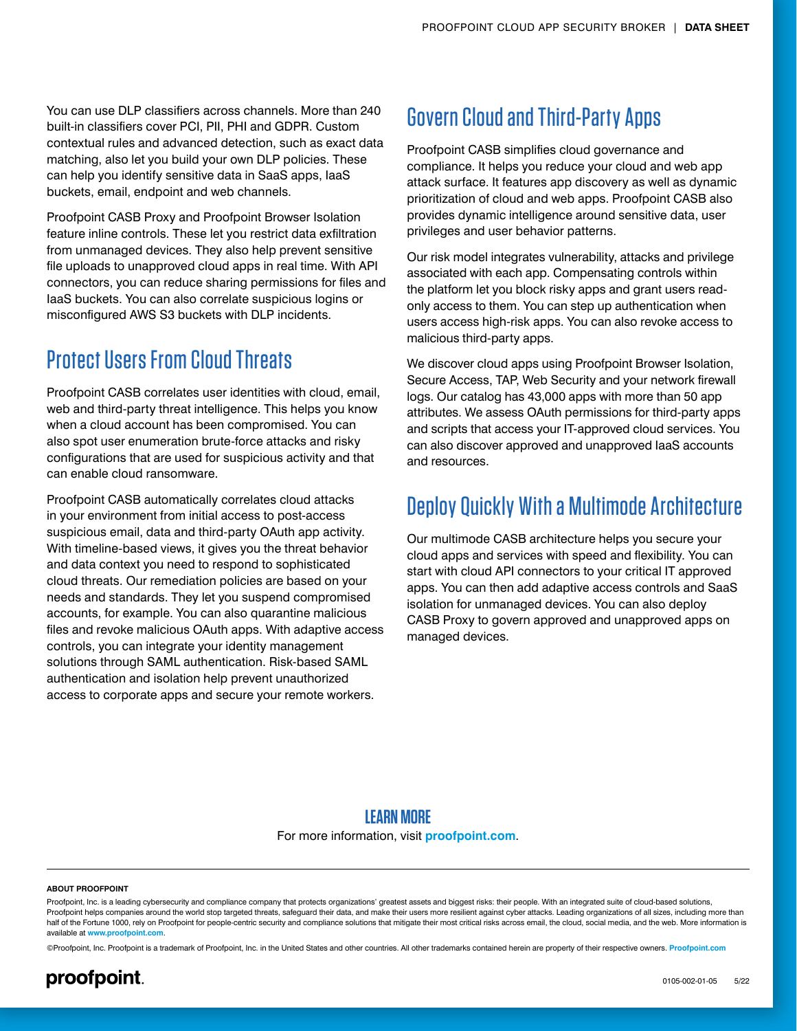You can use DLP classifiers across channels. More than 240 built-in classifiers cover PCI, PII, PHI and GDPR. Custom contextual rules and advanced detection, such as exact data matching, also let you build your own DLP policies. These can help you identify sensitive data in SaaS apps, IaaS buckets, email, endpoint and web channels.

Proofpoint CASB Proxy and Proofpoint Browser Isolation feature inline controls. These let you restrict data exfiltration from unmanaged devices. They also help prevent sensitive file uploads to unapproved cloud apps in real time. With API connectors, you can reduce sharing permissions for files and IaaS buckets. You can also correlate suspicious logins or misconfigured AWS S3 buckets with DLP incidents.

## Protect Users From Cloud Threats

Proofpoint CASB correlates user identities with cloud, email, web and third-party threat intelligence. This helps you know when a cloud account has been compromised. You can also spot user enumeration brute-force attacks and risky configurations that are used for suspicious activity and that can enable cloud ransomware.

Proofpoint CASB automatically correlates cloud attacks in your environment from initial access to post-access suspicious email, data and third-party OAuth app activity. With timeline-based views, it gives you the threat behavior and data context you need to respond to sophisticated cloud threats. Our remediation policies are based on your needs and standards. They let you suspend compromised accounts, for example. You can also quarantine malicious files and revoke malicious OAuth apps. With adaptive access controls, you can integrate your identity management solutions through SAML authentication. Risk-based SAML authentication and isolation help prevent unauthorized access to corporate apps and secure your remote workers.

## Govern Cloud and Third-Party Apps

Proofpoint CASB simplifies cloud governance and compliance. It helps you reduce your cloud and web app attack surface. It features app discovery as well as dynamic prioritization of cloud and web apps. Proofpoint CASB also provides dynamic intelligence around sensitive data, user privileges and user behavior patterns.

Our risk model integrates vulnerability, attacks and privilege associated with each app. Compensating controls within the platform let you block risky apps and grant users read-only access to them. You can step up authentication when users access high-risk apps. You can also revoke access to malicious third-party apps.

We discover cloud apps using Proofpoint Browser Isolation, Secure Access, TAP, Web Security and your network firewall logs. Our catalog has 43,000 apps with more than 50 app attributes. We assess OAuth permissions for third-party apps and scripts that access your IT-approved cloud services. You can also discover approved and unapproved IaaS accounts and resources.

## Deploy Quickly With a Multimode Architecture

Our multimode CASB architecture helps you secure your cloud apps and services with speed and flexibility. You can start with cloud API connectors to your critical IT approved apps. You can then add adaptive access controls and SaaS isolation for unmanaged devices. You can also deploy CASB Proxy to govern approved and unapproved apps on managed devices.

### LEARN MORE

For more information, visit **proofpoint.com**.

**ABOUT PROOFPOINT**

Proofpoint, Inc. is a leading cybersecurity and compliance company that protects organizations' greatest assets and biggest risks: their people. With an integrated suite of cloud-based solutions, Proofpoint helps companies around the world stop targeted threats, safeguard their data, and make their users more resilient against cyber attacks. Leading organizations of all sizes, including more than half of the Fortune 1000, rely on Proofpoint for people-centric security and compliance solutions that mitigate their most critical risks across email, the cloud, social media, and the web. More information is available at **www.proofpoint.com**.

©Proofpoint, Inc. Proofpoint is a trademark of Proofpoint, Inc. in the United States and other countries. All other trademarks contained herein are property of their respective owners. **Proofpoint.com**

proofpoint.

0105-002-01-05 5/22